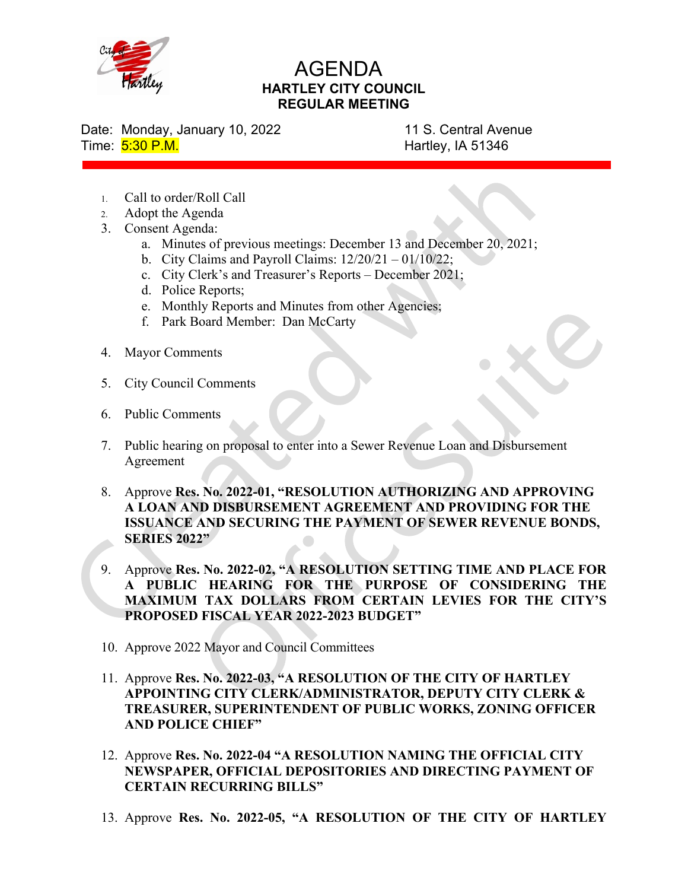# AGENDA
## HARTLEY CITY COUNCIL
## REGULAR MEETING

Date: Monday, January 10, 2022
Time: 5:30 P.M.

11 S. Central Avenue
Hartley, IA 51346

1. Call to order/Roll Call
2. Adopt the Agenda
3. Consent Agenda:
   a. Minutes of previous meetings: December 13 and December 20, 2021;
   b. City Claims and Payroll Claims: 12/20/21 – 01/10/22;
   c. City Clerk's and Treasurer's Reports – December 2021;
   d. Police Reports;
   e. Monthly Reports and Minutes from other Agencies;
   f. Park Board Member: Dan McCarty
4. Mayor Comments
5. City Council Comments
6. Public Comments
7. Public hearing on proposal to enter into a Sewer Revenue Loan and Disbursement Agreement
8. Approve **Res. No. 2022-01, "RESOLUTION AUTHORIZING AND APPROVING A LOAN AND DISBURSEMENT AGREEMENT AND PROVIDING FOR THE ISSUANCE AND SECURING THE PAYMENT OF SEWER REVENUE BONDS, SERIES 2022"**
9. Approve **Res. No. 2022-02, "A RESOLUTION SETTING TIME AND PLACE FOR A PUBLIC HEARING FOR THE PURPOSE OF CONSIDERING THE MAXIMUM TAX DOLLARS FROM CERTAIN LEVIES FOR THE CITY'S PROPOSED FISCAL YEAR 2022-2023 BUDGET"**
10. Approve 2022 Mayor and Council Committees
11. Approve **Res. No. 2022-03, "A RESOLUTION OF THE CITY OF HARTLEY APPOINTING CITY CLERK/ADMINISTRATOR, DEPUTY CITY CLERK & TREASURER, SUPERINTENDENT OF PUBLIC WORKS, ZONING OFFICER AND POLICE CHIEF"**
12. Approve **Res. No. 2022-04 "A RESOLUTION NAMING THE OFFICIAL CITY NEWSPAPER, OFFICIAL DEPOSITORIES AND DIRECTING PAYMENT OF CERTAIN RECURRING BILLS"**
13. Approve **Res. No. 2022-05, "A RESOLUTION OF THE CITY OF HARTLEY**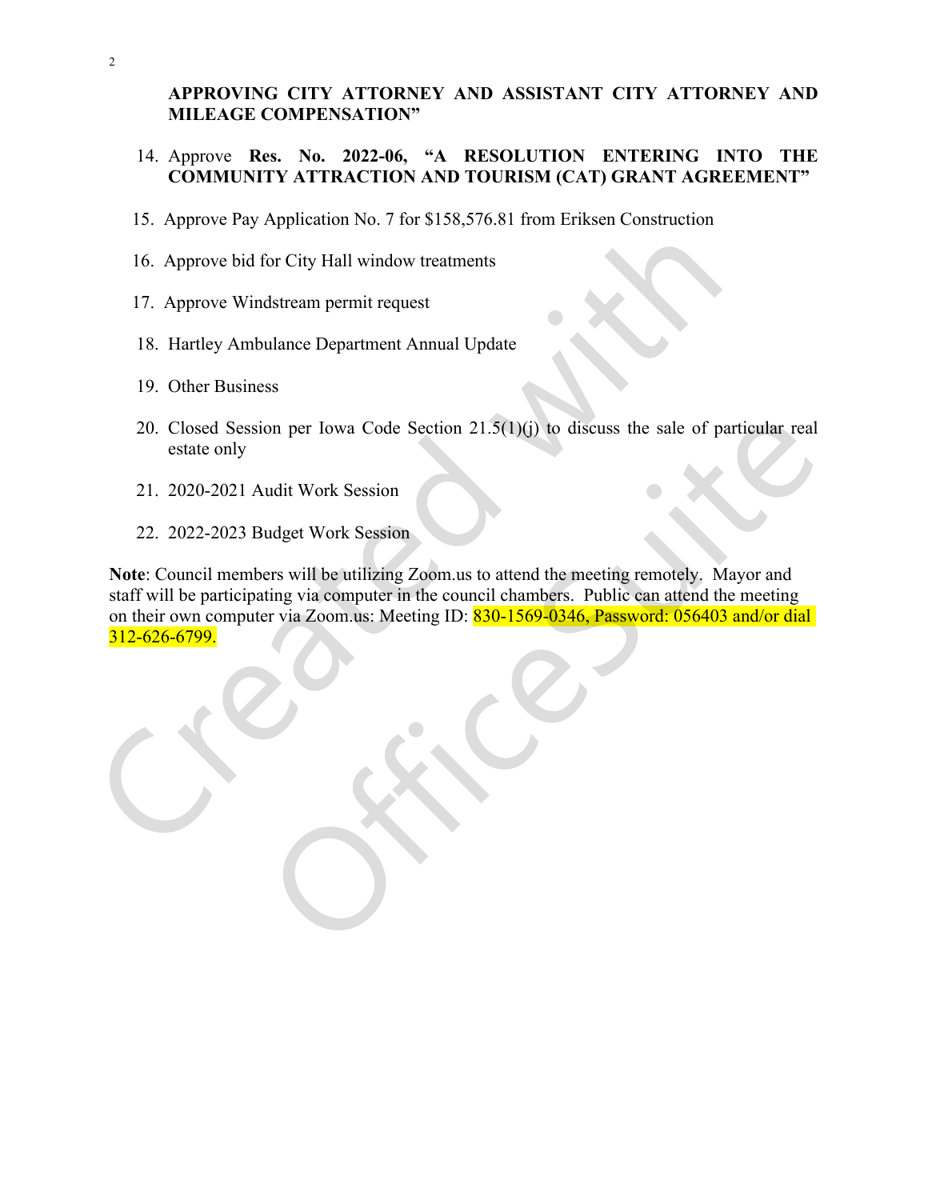**APPROVING CITY ATTORNEY AND ASSISTANT CITY ATTORNEY AND MILEAGE COMPENSATION"**

14. Approve **Res. No. 2022-06, "A RESOLUTION ENTERING INTO THE COMMUNITY ATTRACTION AND TOURISM (CAT) GRANT AGREEMENT"**
15. Approve Pay Application No. 7 for $158,576.81 from Eriksen Construction
16. Approve bid for City Hall window treatments
17. Approve Windstream permit request
18. Hartley Ambulance Department Annual Update
19. Other Business
20. Closed Session per Iowa Code Section 21.5(1)(j) to discuss the sale of particular real estate only
21. 2020-2021 Audit Work Session
22. 2022-2023 Budget Work Session

**Note**: Council members will be utilizing Zoom.us to attend the meeting remotely. Mayor and staff will be participating via computer in the council chambers. Public can attend the meeting on their own computer via Zoom.us: Meeting ID: 830-1569-0346, Password: 056403 and/or dial 312-626-6799.